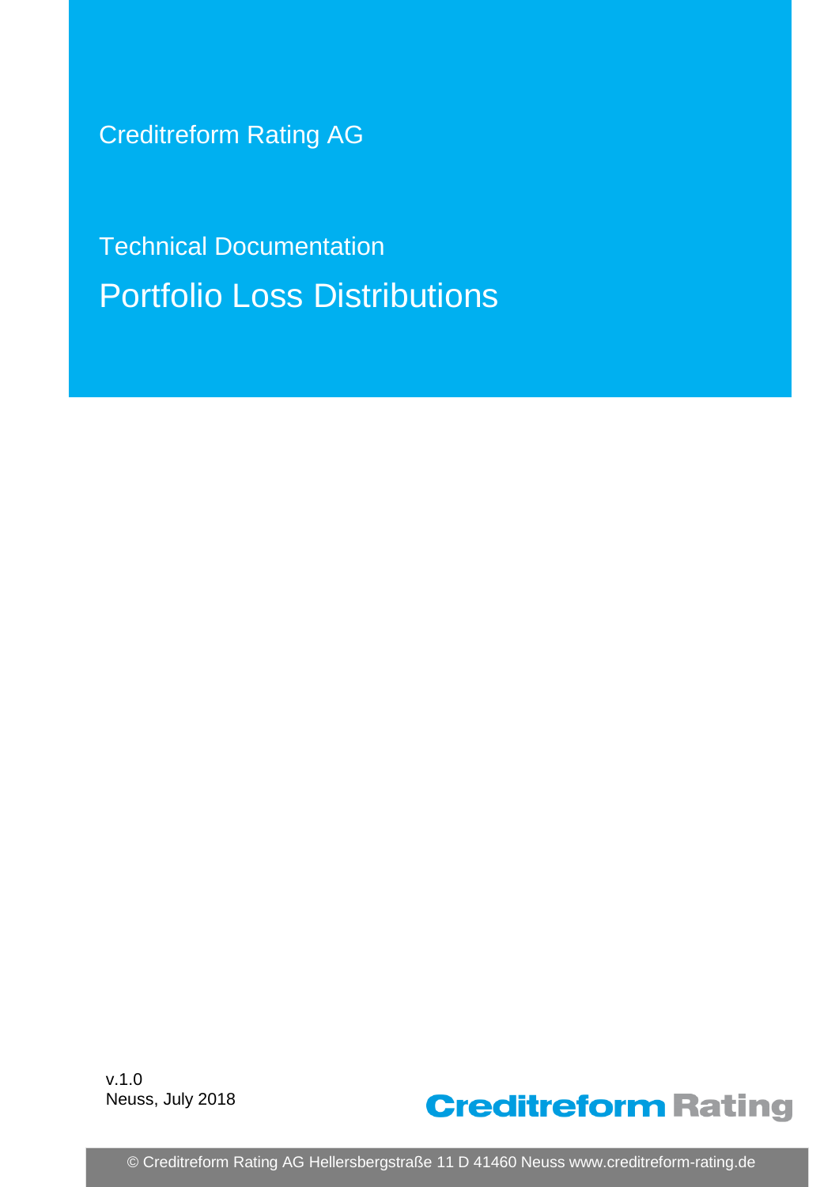Creditreform Rating AG

Technical Documentation

# Portfolio Loss Distributions

v.1.0
Neuss, July 2018

Creditreform Rating

© Creditreform Rating AG Hellersbergstraße 11 D 41460 Neuss www.creditreform-rating.de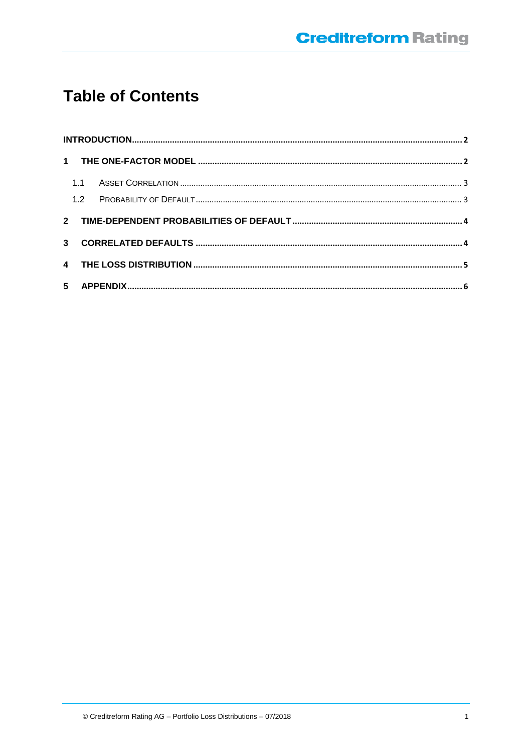# Table of Contents

| | |
|---|---|
| **INTRODUCTION** | **2** |
| **1 THE ONE-FACTOR MODEL** | **2** |
| 1.1 ASSET CORRELATION | 3 |
| 1.2 PROBABILITY OF DEFAULT | 3 |
| **2 TIME-DEPENDENT PROBABILITIES OF DEFAULT** | **4** |
| **3 CORRELATED DEFAULTS** | **4** |
| **4 THE LOSS DISTRIBUTION** | **5** |
| **5 APPENDIX** | **6** |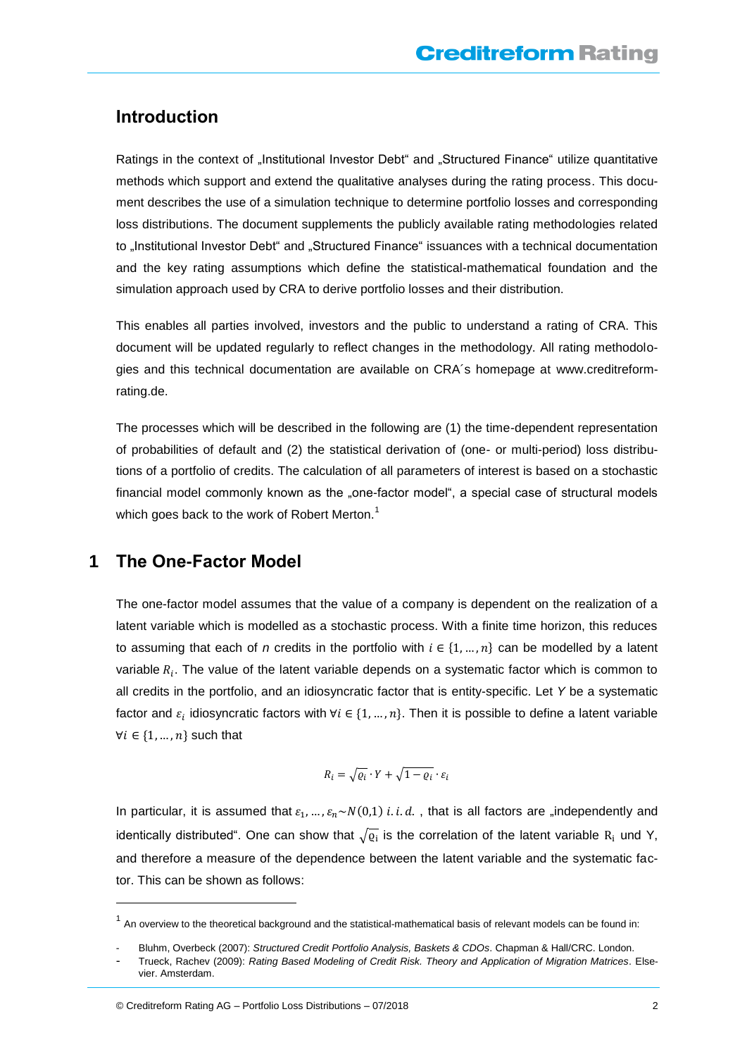## Introduction

Ratings in the context of „Institutional Investor Debt“ and „Structured Finance“ utilize quantitative methods which support and extend the qualitative analyses during the rating process. This document describes the use of a simulation technique to determine portfolio losses and corresponding loss distributions. The document supplements the publicly available rating methodologies related to „Institutional Investor Debt“ and „Structured Finance“ issuances with a technical documentation and the key rating assumptions which define the statistical-mathematical foundation and the simulation approach used by CRA to derive portfolio losses and their distribution.

This enables all parties involved, investors and the public to understand a rating of CRA. This document will be updated regularly to reflect changes in the methodology. All rating methodologies and this technical documentation are available on CRA´s homepage at www.creditreform-rating.de.

The processes which will be described in the following are (1) the time-dependent representation of probabilities of default and (2) the statistical derivation of (one- or multi-period) loss distributions of a portfolio of credits. The calculation of all parameters of interest is based on a stochastic financial model commonly known as the „one-factor model“, a special case of structural models which goes back to the work of Robert Merton.[1]

## 1 The One-Factor Model

The one-factor model assumes that the value of a company is dependent on the realization of a latent variable which is modelled as a stochastic process. With a finite time horizon, this reduces to assuming that each of *n* credits in the portfolio with $i \in \{1, \dots, n\}$ can be modelled by a latent variable $R_i$. The value of the latent variable depends on a systematic factor which is common to all credits in the portfolio, and an idiosyncratic factor that is entity-specific. Let *Y* be a systematic factor and $\varepsilon_i$ idiosyncratic factors with $\forall i \in \{1, \dots, n\}$. Then it is possible to define a latent variable $\forall i \in \{1, \dots, n\}$ such that

$$R_i = \sqrt{\varrho_i} \cdot Y + \sqrt{1 - \varrho_i} \cdot \varepsilon_i$$

In particular, it is assumed that $\varepsilon_1, \dots, \varepsilon_n \sim N(0,1)\ i.i.d.$ , that is all factors are „independently and identically distributed“. One can show that $\sqrt{\varrho_i}$ is the correlation of the latent variable $R_i$ und Y, and therefore a measure of the dependence between the latent variable and the systematic factor. This can be shown as follows:

[1] An overview to the theoretical background and the statistical-mathematical basis of relevant models can be found in:

- Bluhm, Overbeck (2007): *Structured Credit Portfolio Analysis, Baskets & CDOs*. Chapman & Hall/CRC. London.
- Trueck, Rachev (2009): *Rating Based Modeling of Credit Risk. Theory and Application of Migration Matrices*. Elsevier. Amsterdam.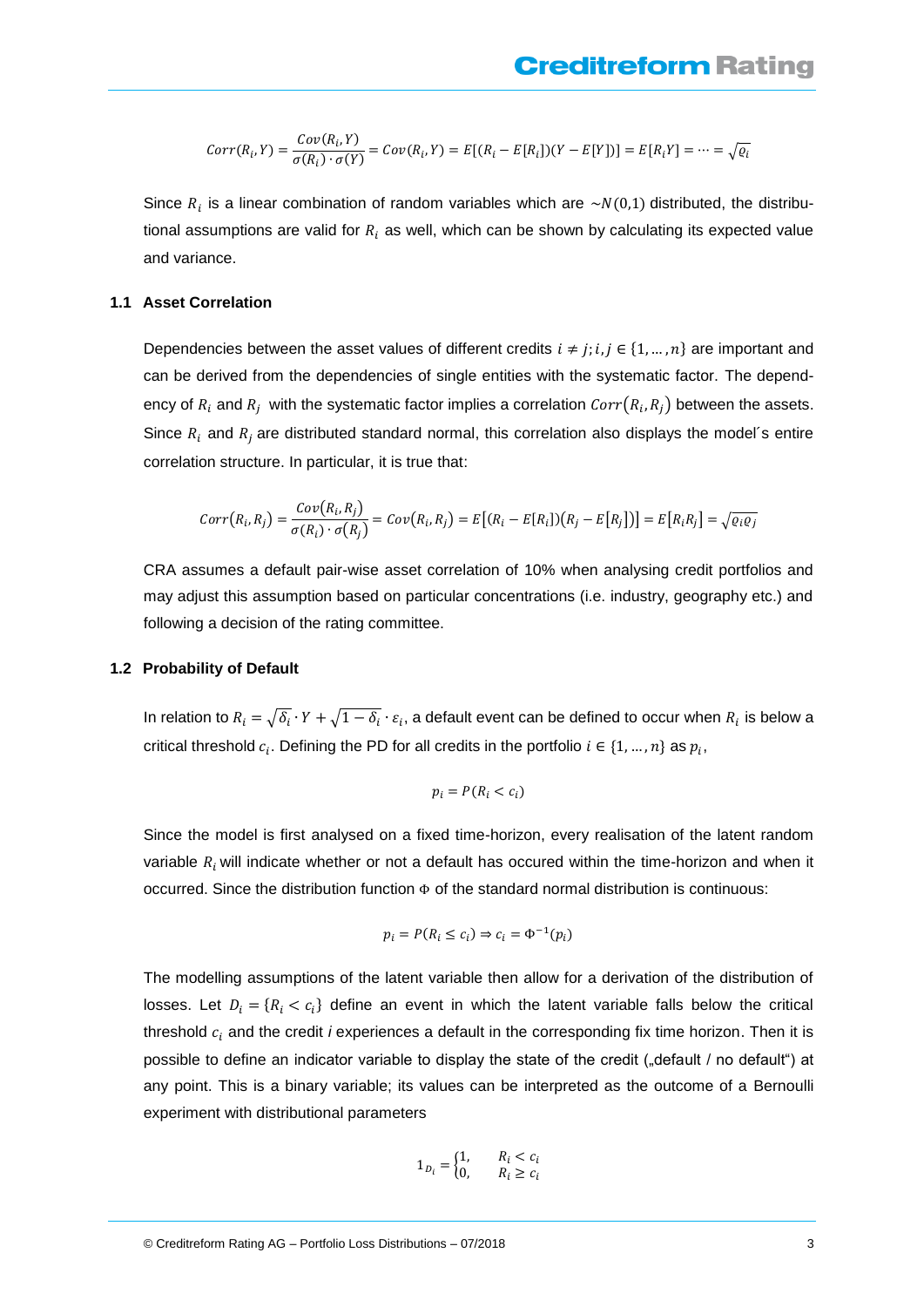$$Corr(R_i, Y) = \frac{Cov(R_i, Y)}{\sigma(R_i) \cdot \sigma(Y)} = Cov(R_i, Y) = E[(R_i - E[R_i])(Y - E[Y])] = E[R_i Y] = \cdots = \sqrt{\varrho_i}$$

Since $R_i$ is a linear combination of random variables which are $\sim N(0,1)$ distributed, the distributional assumptions are valid for $R_i$ as well, which can be shown by calculating its expected value and variance.

### 1.1 Asset Correlation

Dependencies between the asset values of different credits $i \neq j; i, j \in \{1, \dots, n\}$ are important and can be derived from the dependencies of single entities with the systematic factor. The dependency of $R_i$ and $R_j$ with the systematic factor implies a correlation $Corr(R_i, R_j)$ between the assets. Since $R_i$ and $R_j$ are distributed standard normal, this correlation also displays the model´s entire correlation structure. In particular, it is true that:

$$Corr(R_i, R_j) = \frac{Cov(R_i, R_j)}{\sigma(R_i) \cdot \sigma(R_j)} = Cov(R_i, R_j) = E[(R_i - E[R_i])(R_j - E[R_j])] = E[R_i R_j] = \sqrt{\varrho_i \varrho_j}$$

CRA assumes a default pair-wise asset correlation of 10% when analysing credit portfolios and may adjust this assumption based on particular concentrations (i.e. industry, geography etc.) and following a decision of the rating committee.

### 1.2 Probability of Default

In relation to $R_i = \sqrt{\delta_i} \cdot Y + \sqrt{1 - \delta_i} \cdot \varepsilon_i$, a default event can be defined to occur when $R_i$ is below a critical threshold $c_i$. Defining the PD for all credits in the portfolio $i \in \{1, \dots, n\}$ as $p_i$,

$$p_i = P(R_i < c_i)$$

Since the model is first analysed on a fixed time-horizon, every realisation of the latent random variable $R_i$ will indicate whether or not a default has occured within the time-horizon and when it occurred. Since the distribution function $\Phi$ of the standard normal distribution is continuous:

$$p_i = P(R_i \leq c_i) \Rightarrow c_i = \Phi^{-1}(p_i)$$

The modelling assumptions of the latent variable then allow for a derivation of the distribution of losses. Let $D_i = \{R_i < c_i\}$ define an event in which the latent variable falls below the critical threshold $c_i$ and the credit *i* experiences a default in the corresponding fix time horizon. Then it is possible to define an indicator variable to display the state of the credit („default / no default") at any point. This is a binary variable; its values can be interpreted as the outcome of a Bernoulli experiment with distributional parameters

$$1_{D_i} = \begin{cases} 1, & R_i < c_i \\ 0, & R_i \geq c_i \end{cases}$$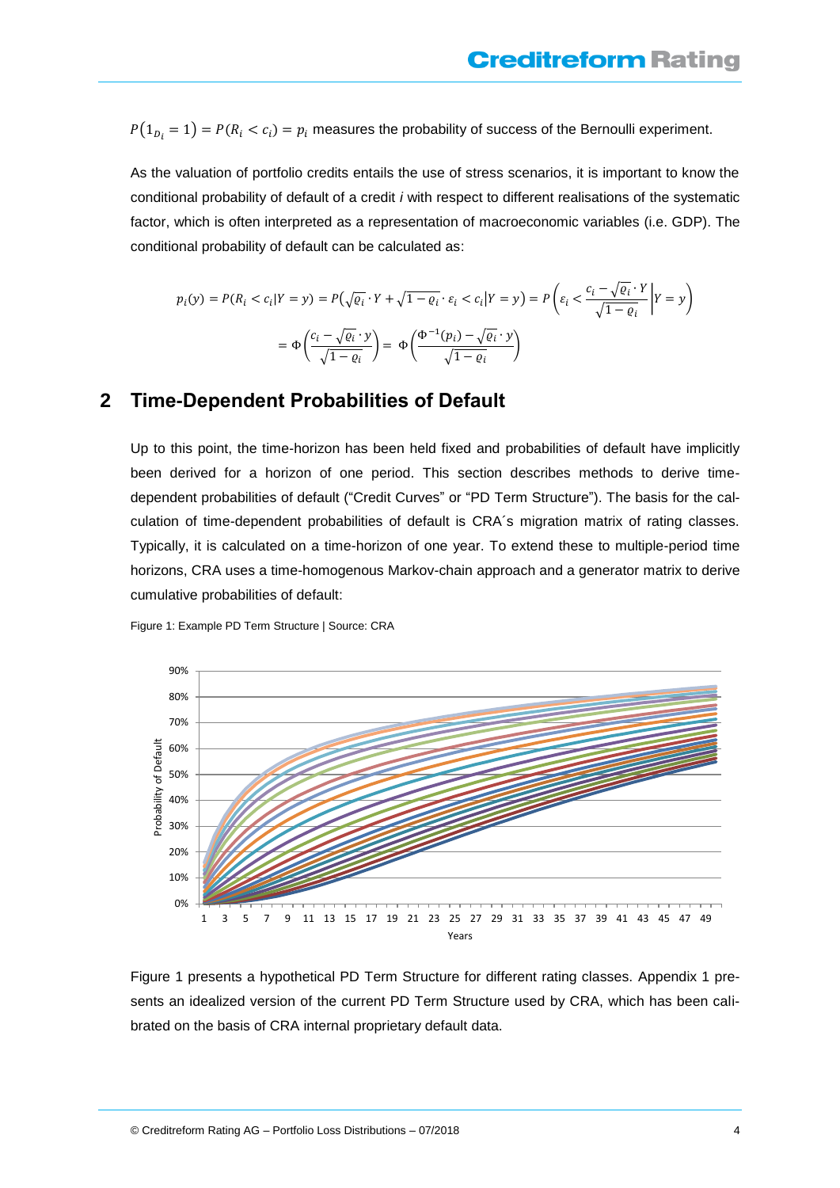$P(1_{D_i} = 1) = P(R_i < c_i) = p_i$ measures the probability of success of the Bernoulli experiment.

As the valuation of portfolio credits entails the use of stress scenarios, it is important to know the conditional probability of default of a credit *i* with respect to different realisations of the systematic factor, which is often interpreted as a representation of macroeconomic variables (i.e. GDP). The conditional probability of default can be calculated as:

$$p_i(y) = P(R_i < c_i | Y = y) = P\left(\sqrt{\varrho_i} \cdot Y + \sqrt{1 - \varrho_i} \cdot \varepsilon_i < c_i | Y = y\right) = P\left(\varepsilon_i < \frac{c_i - \sqrt{\varrho_i} \cdot Y}{\sqrt{1 - \varrho_i}} \middle| Y = y\right)$$

$$= \Phi\left(\frac{c_i - \sqrt{\varrho_i} \cdot y}{\sqrt{1 - \varrho_i}}\right) = \Phi\left(\frac{\Phi^{-1}(p_i) - \sqrt{\varrho_i} \cdot y}{\sqrt{1 - \varrho_i}}\right)$$

## 2 Time-Dependent Probabilities of Default

Up to this point, the time-horizon has been held fixed and probabilities of default have implicitly been derived for a horizon of one period. This section describes methods to derive time-dependent probabilities of default ("Credit Curves" or "PD Term Structure"). The basis for the calculation of time-dependent probabilities of default is CRA´s migration matrix of rating classes. Typically, it is calculated on a time-horizon of one year. To extend these to multiple-period time horizons, CRA uses a time-homogenous Markov-chain approach and a generator matrix to derive cumulative probabilities of default:

Figure 1: Example PD Term Structure | Source: CRA

Figure 1 presents a hypothetical PD Term Structure for different rating classes. Appendix 1 presents an idealized version of the current PD Term Structure used by CRA, which has been calibrated on the basis of CRA internal proprietary default data.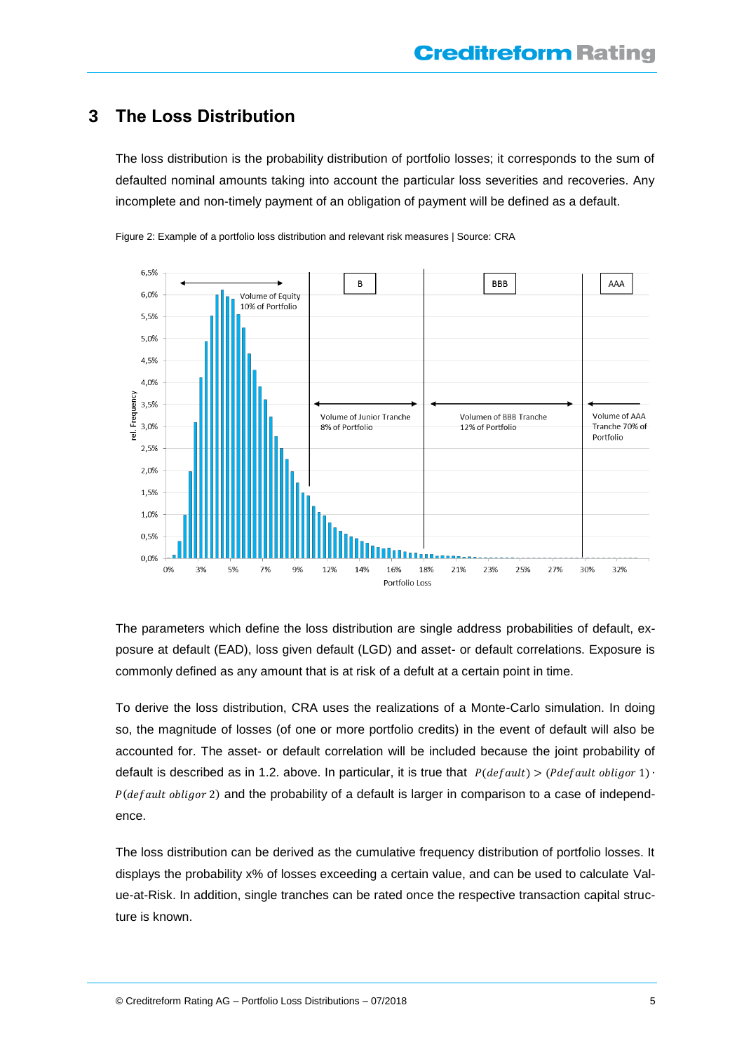# 3 The Loss Distribution

The loss distribution is the probability distribution of portfolio losses; it corresponds to the sum of defaulted nominal amounts taking into account the particular loss severities and recoveries. Any incomplete and non-timely payment of an obligation of payment will be defined as a default.

Figure 2: Example of a portfolio loss distribution and relevant risk measures | Source: CRA

The parameters which define the loss distribution are single address probabilities of default, exposure at default (EAD), loss given default (LGD) and asset- or default correlations. Exposure is commonly defined as any amount that is at risk of a defult at a certain point in time.

To derive the loss distribution, CRA uses the realizations of a Monte-Carlo simulation. In doing so, the magnitude of losses (of one or more portfolio credits) in the event of default will also be accounted for. The asset- or default correlation will be included because the joint probability of default is described as in 1.2. above. In particular, it is true that $P(default) > (Pdefault\ obligor\ 1) \cdot P(default\ obligor\ 2)$ and the probability of a default is larger in comparison to a case of independence.

The loss distribution can be derived as the cumulative frequency distribution of portfolio losses. It displays the probability x% of losses exceeding a certain value, and can be used to calculate Value-at-Risk. In addition, single tranches can be rated once the respective transaction capital structure is known.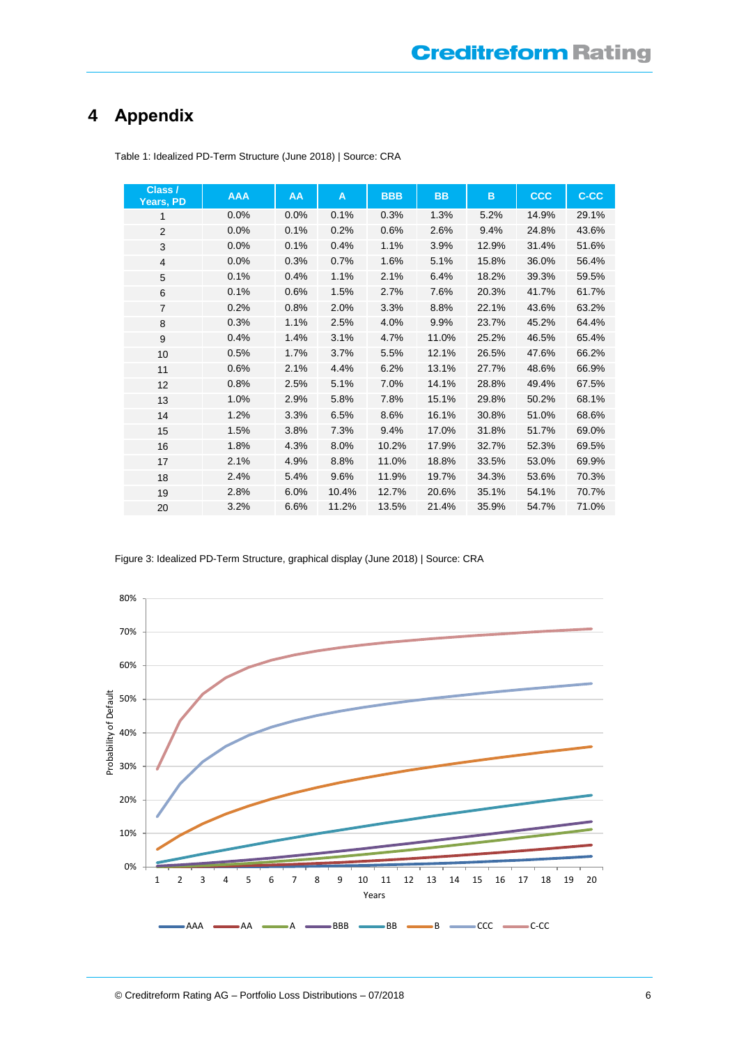# 4 Appendix

Table 1: Idealized PD-Term Structure (June 2018) | Source: CRA

| Class / Years, PD | AAA | AA | A | BBB | BB | B | CCC | C-CC |
|---|---|---|---|---|---|---|---|---|
| 1 | 0.0% | 0.0% | 0.1% | 0.3% | 1.3% | 5.2% | 14.9% | 29.1% |
| 2 | 0.0% | 0.1% | 0.2% | 0.6% | 2.6% | 9.4% | 24.8% | 43.6% |
| 3 | 0.0% | 0.1% | 0.4% | 1.1% | 3.9% | 12.9% | 31.4% | 51.6% |
| 4 | 0.0% | 0.3% | 0.7% | 1.6% | 5.1% | 15.8% | 36.0% | 56.4% |
| 5 | 0.1% | 0.4% | 1.1% | 2.1% | 6.4% | 18.2% | 39.3% | 59.5% |
| 6 | 0.1% | 0.6% | 1.5% | 2.7% | 7.6% | 20.3% | 41.7% | 61.7% |
| 7 | 0.2% | 0.8% | 2.0% | 3.3% | 8.8% | 22.1% | 43.6% | 63.2% |
| 8 | 0.3% | 1.1% | 2.5% | 4.0% | 9.9% | 23.7% | 45.2% | 64.4% |
| 9 | 0.4% | 1.4% | 3.1% | 4.7% | 11.0% | 25.2% | 46.5% | 65.4% |
| 10 | 0.5% | 1.7% | 3.7% | 5.5% | 12.1% | 26.5% | 47.6% | 66.2% |
| 11 | 0.6% | 2.1% | 4.4% | 6.2% | 13.1% | 27.7% | 48.6% | 66.9% |
| 12 | 0.8% | 2.5% | 5.1% | 7.0% | 14.1% | 28.8% | 49.4% | 67.5% |
| 13 | 1.0% | 2.9% | 5.8% | 7.8% | 15.1% | 29.8% | 50.2% | 68.1% |
| 14 | 1.2% | 3.3% | 6.5% | 8.6% | 16.1% | 30.8% | 51.0% | 68.6% |
| 15 | 1.5% | 3.8% | 7.3% | 9.4% | 17.0% | 31.8% | 51.7% | 69.0% |
| 16 | 1.8% | 4.3% | 8.0% | 10.2% | 17.9% | 32.7% | 52.3% | 69.5% |
| 17 | 2.1% | 4.9% | 8.8% | 11.0% | 18.8% | 33.5% | 53.0% | 69.9% |
| 18 | 2.4% | 5.4% | 9.6% | 11.9% | 19.7% | 34.3% | 53.6% | 70.3% |
| 19 | 2.8% | 6.0% | 10.4% | 12.7% | 20.6% | 35.1% | 54.1% | 70.7% |
| 20 | 3.2% | 6.6% | 11.2% | 13.5% | 21.4% | 35.9% | 54.7% | 71.0% |

Figure 3: Idealized PD-Term Structure, graphical display (June 2018) | Source: CRA

Probability of Default

80%
70%
60%
50%
40%
30%
20%
10%
0%

1 2 3 4 5 6 7 8 9 10 11 12 13 14 15 16 17 18 19 20

Years

AAA AA A BBB BB B CCC C-CC